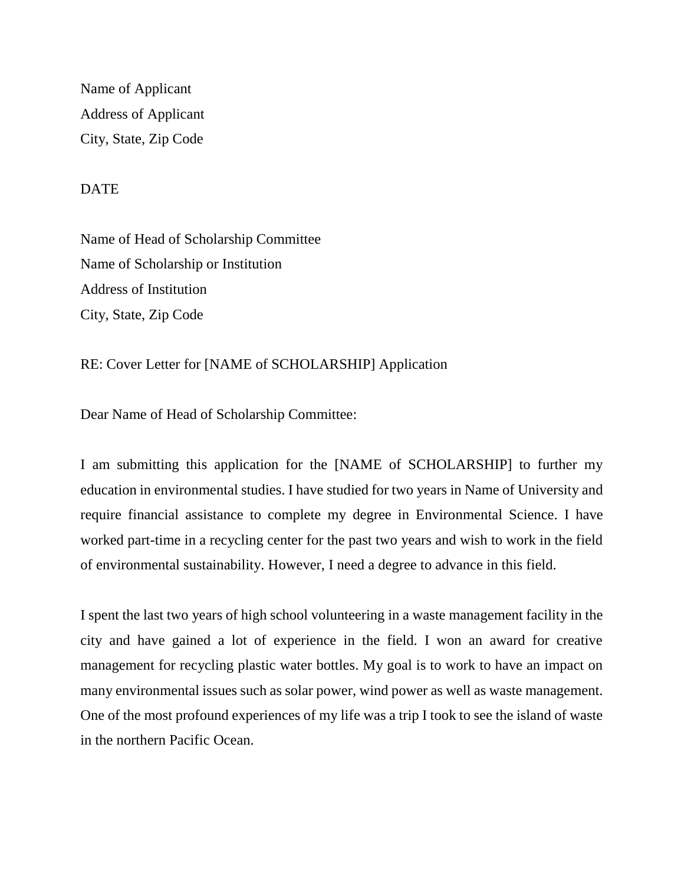Name of Applicant
Address of Applicant
City, State, Zip Code

DATE

Name of Head of Scholarship Committee
Name of Scholarship or Institution
Address of Institution
City, State, Zip Code

RE: Cover Letter for [NAME of SCHOLARSHIP] Application

Dear Name of Head of Scholarship Committee:

I am submitting this application for the [NAME of SCHOLARSHIP] to further my education in environmental studies. I have studied for two years in Name of University and require financial assistance to complete my degree in Environmental Science. I have worked part-time in a recycling center for the past two years and wish to work in the field of environmental sustainability. However, I need a degree to advance in this field.

I spent the last two years of high school volunteering in a waste management facility in the city and have gained a lot of experience in the field. I won an award for creative management for recycling plastic water bottles. My goal is to work to have an impact on many environmental issues such as solar power, wind power as well as waste management. One of the most profound experiences of my life was a trip I took to see the island of waste in the northern Pacific Ocean.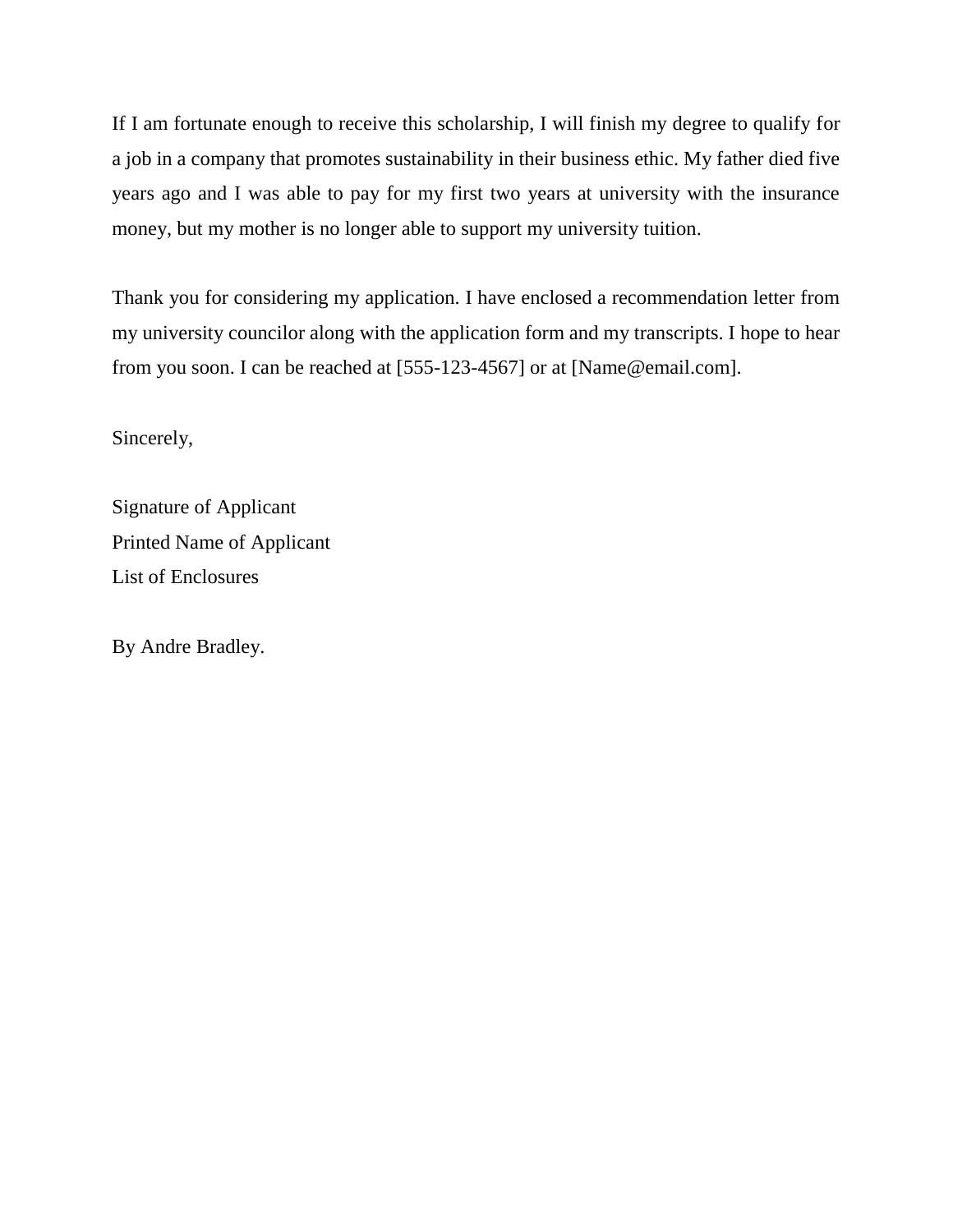If I am fortunate enough to receive this scholarship, I will finish my degree to qualify for a job in a company that promotes sustainability in their business ethic. My father died five years ago and I was able to pay for my first two years at university with the insurance money, but my mother is no longer able to support my university tuition.

Thank you for considering my application. I have enclosed a recommendation letter from my university councilor along with the application form and my transcripts. I hope to hear from you soon. I can be reached at [555-123-4567] or at [Name@email.com].

Sincerely,

Signature of Applicant
Printed Name of Applicant
List of Enclosures

By Andre Bradley.